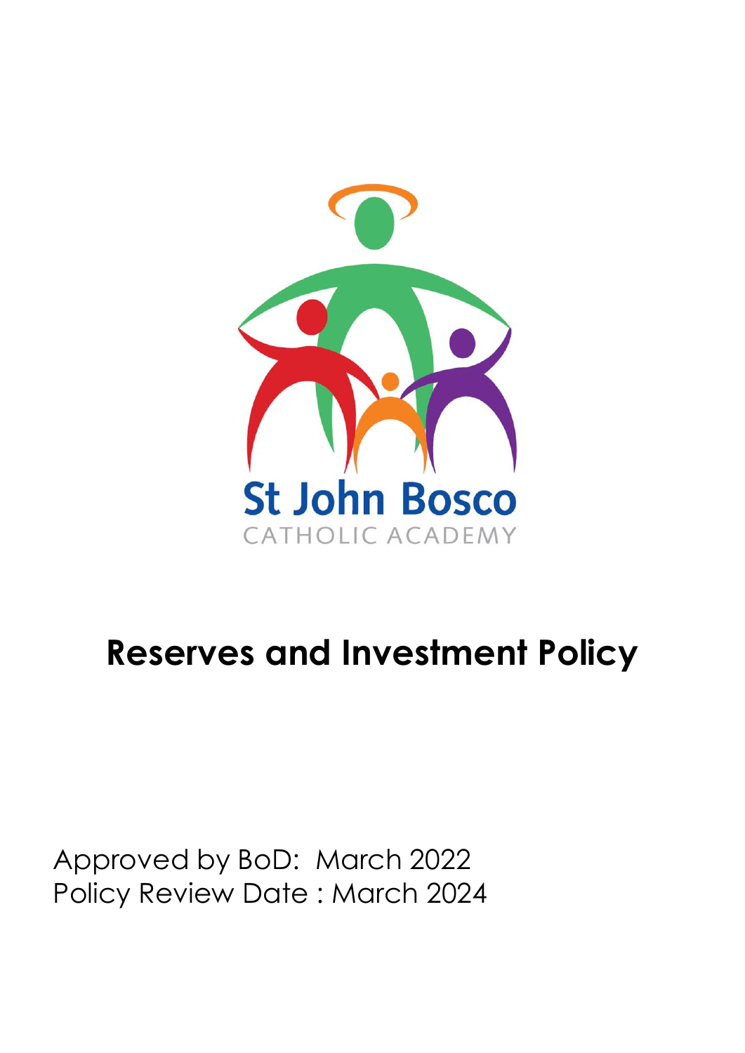St John Bosco

CATHOLIC ACADEMY

# Reserves and Investment Policy

Approved by BoD: March 2022

Policy Review Date : March 2024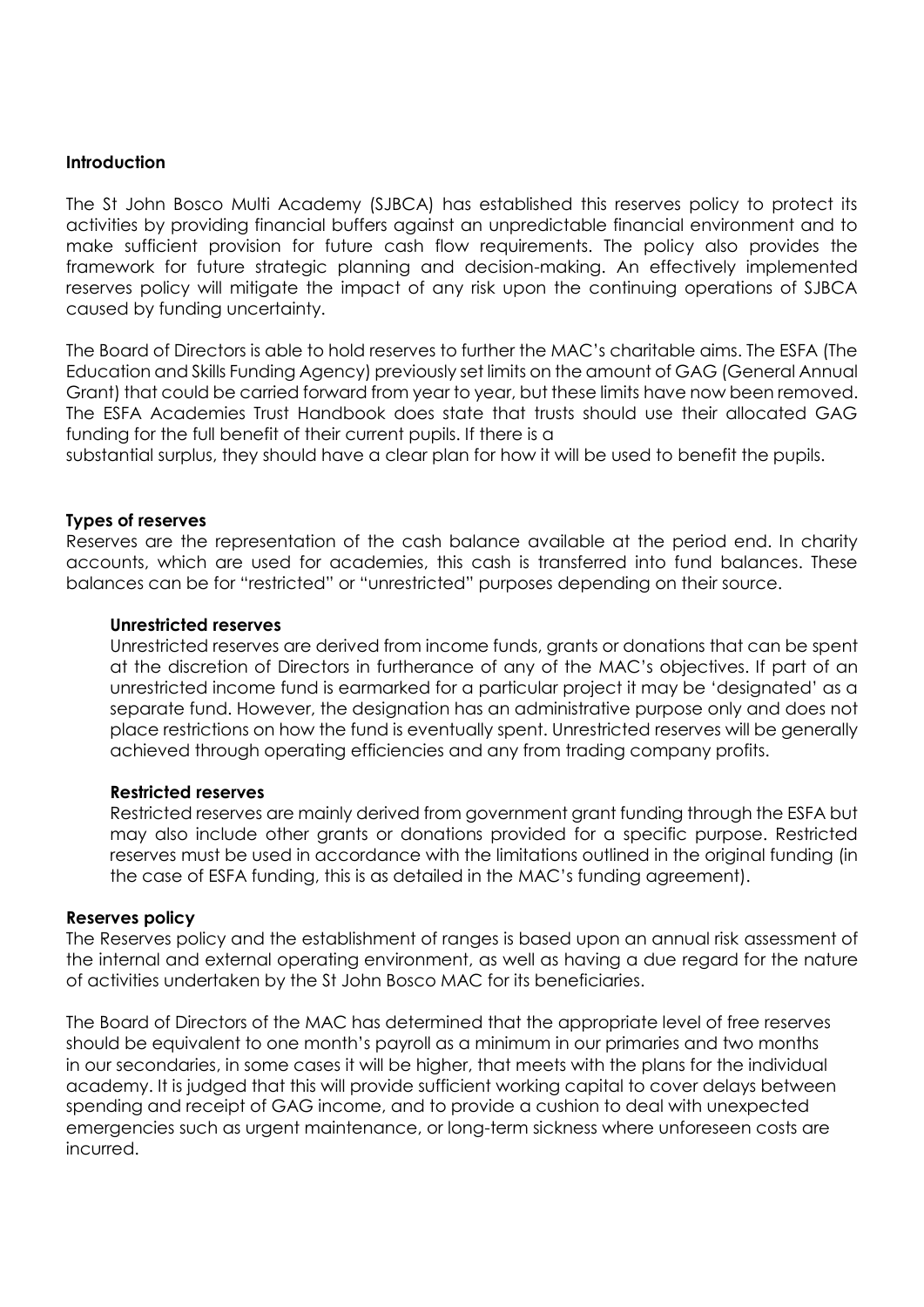**Introduction**

The St John Bosco Multi Academy (SJBCA) has established this reserves policy to protect its activities by providing financial buffers against an unpredictable financial environment and to make sufficient provision for future cash flow requirements. The policy also provides the framework for future strategic planning and decision-making. An effectively implemented reserves policy will mitigate the impact of any risk upon the continuing operations of SJBCA caused by funding uncertainty.

The Board of Directors is able to hold reserves to further the MAC's charitable aims. The ESFA (The Education and Skills Funding Agency) previously set limits on the amount of GAG (General Annual Grant) that could be carried forward from year to year, but these limits have now been removed. The ESFA Academies Trust Handbook does state that trusts should use their allocated GAG funding for the full benefit of their current pupils. If there is a substantial surplus, they should have a clear plan for how it will be used to benefit the pupils.

**Types of reserves**

Reserves are the representation of the cash balance available at the period end. In charity accounts, which are used for academies, this cash is transferred into fund balances. These balances can be for "restricted" or "unrestricted" purposes depending on their source.

**Unrestricted reserves**

Unrestricted reserves are derived from income funds, grants or donations that can be spent at the discretion of Directors in furtherance of any of the MAC's objectives. If part of an unrestricted income fund is earmarked for a particular project it may be 'designated' as a separate fund. However, the designation has an administrative purpose only and does not place restrictions on how the fund is eventually spent. Unrestricted reserves will be generally achieved through operating efficiencies and any from trading company profits.

**Restricted reserves**

Restricted reserves are mainly derived from government grant funding through the ESFA but may also include other grants or donations provided for a specific purpose. Restricted reserves must be used in accordance with the limitations outlined in the original funding (in the case of ESFA funding, this is as detailed in the MAC's funding agreement).

**Reserves policy**

The Reserves policy and the establishment of ranges is based upon an annual risk assessment of the internal and external operating environment, as well as having a due regard for the nature of activities undertaken by the St John Bosco MAC for its beneficiaries.

The Board of Directors of the MAC has determined that the appropriate level of free reserves should be equivalent to one month's payroll as a minimum in our primaries and two months in our secondaries, in some cases it will be higher, that meets with the plans for the individual academy. It is judged that this will provide sufficient working capital to cover delays between spending and receipt of GAG income, and to provide a cushion to deal with unexpected emergencies such as urgent maintenance, or long-term sickness where unforeseen costs are incurred.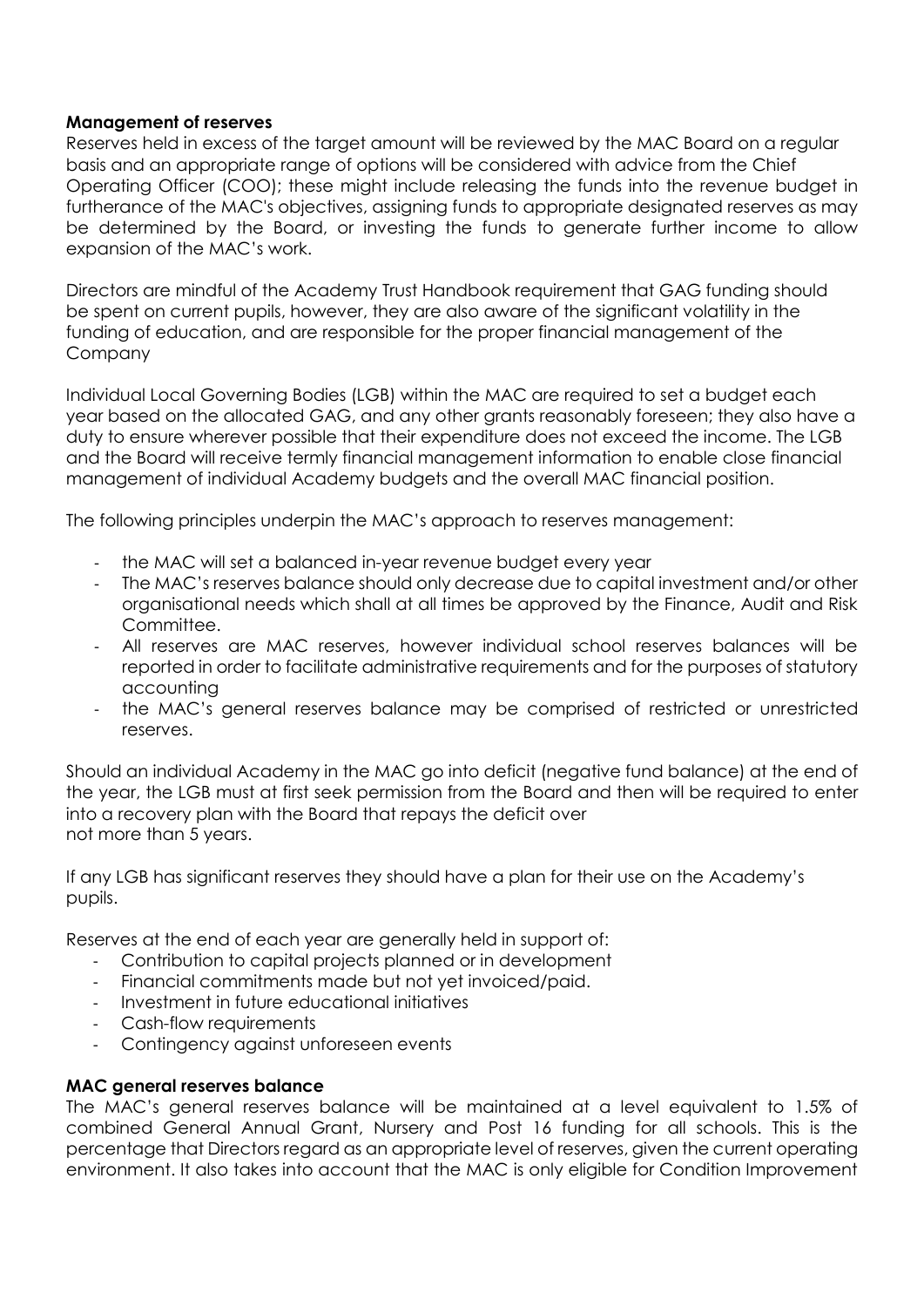**Management of reserves**

Reserves held in excess of the target amount will be reviewed by the MAC Board on a regular basis and an appropriate range of options will be considered with advice from the Chief Operating Officer (COO); these might include releasing the funds into the revenue budget in furtherance of the MAC's objectives, assigning funds to appropriate designated reserves as may be determined by the Board, or investing the funds to generate further income to allow expansion of the MAC's work.

Directors are mindful of the Academy Trust Handbook requirement that GAG funding should be spent on current pupils, however, they are also aware of the significant volatility in the funding of education, and are responsible for the proper financial management of the Company

Individual Local Governing Bodies (LGB) within the MAC are required to set a budget each year based on the allocated GAG, and any other grants reasonably foreseen; they also have a duty to ensure wherever possible that their expenditure does not exceed the income. The LGB and the Board will receive termly financial management information to enable close financial management of individual Academy budgets and the overall MAC financial position.

The following principles underpin the MAC's approach to reserves management:

- the MAC will set a balanced in-year revenue budget every year
- The MAC's reserves balance should only decrease due to capital investment and/or other organisational needs which shall at all times be approved by the Finance, Audit and Risk Committee.
- All reserves are MAC reserves, however individual school reserves balances will be reported in order to facilitate administrative requirements and for the purposes of statutory accounting
- the MAC's general reserves balance may be comprised of restricted or unrestricted reserves.

Should an individual Academy in the MAC go into deficit (negative fund balance) at the end of the year, the LGB must at first seek permission from the Board and then will be required to enter into a recovery plan with the Board that repays the deficit over not more than 5 years.

If any LGB has significant reserves they should have a plan for their use on the Academy's pupils.

Reserves at the end of each year are generally held in support of:

- Contribution to capital projects planned or in development
- Financial commitments made but not yet invoiced/paid.
- Investment in future educational initiatives
- Cash-flow requirements
- Contingency against unforeseen events

**MAC general reserves balance**

The MAC's general reserves balance will be maintained at a level equivalent to 1.5% of combined General Annual Grant, Nursery and Post 16 funding for all schools. This is the percentage that Directors regard as an appropriate level of reserves, given the current operating environment. It also takes into account that the MAC is only eligible for Condition Improvement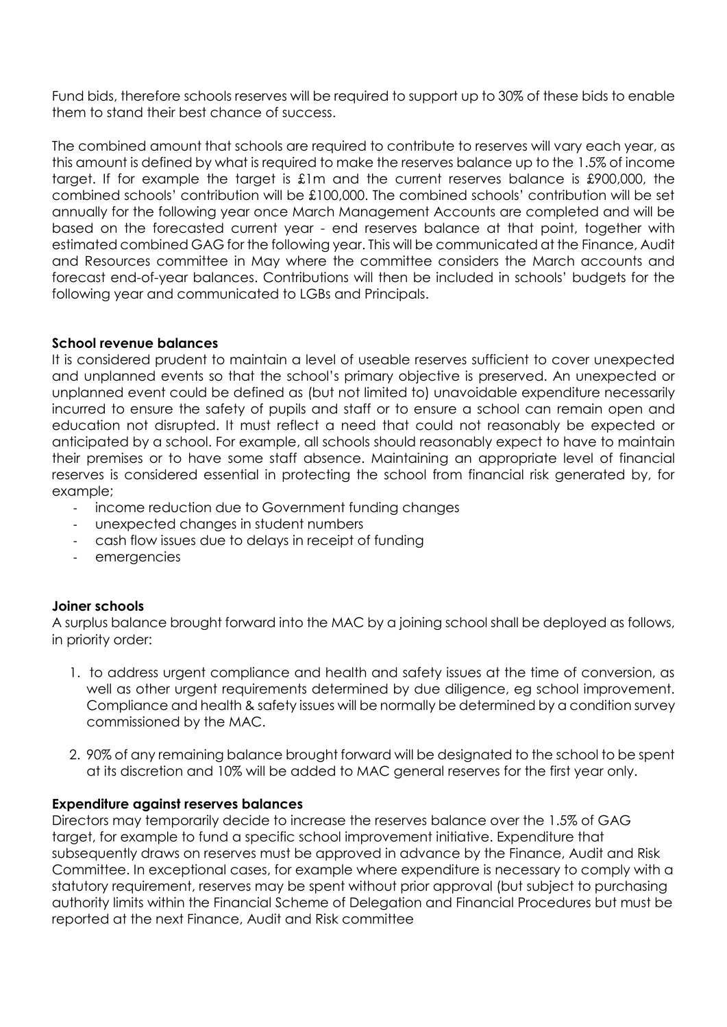Fund bids, therefore schools reserves will be required to support up to 30% of these bids to enable them to stand their best chance of success.

The combined amount that schools are required to contribute to reserves will vary each year, as this amount is defined by what is required to make the reserves balance up to the 1.5% of income target. If for example the target is £1m and the current reserves balance is £900,000, the combined schools' contribution will be £100,000. The combined schools' contribution will be set annually for the following year once March Management Accounts are completed and will be based on the forecasted current year - end reserves balance at that point, together with estimated combined GAG for the following year. This will be communicated at the Finance, Audit and Resources committee in May where the committee considers the March accounts and forecast end-of-year balances. Contributions will then be included in schools' budgets for the following year and communicated to LGBs and Principals.

**School revenue balances**

It is considered prudent to maintain a level of useable reserves sufficient to cover unexpected and unplanned events so that the school's primary objective is preserved. An unexpected or unplanned event could be defined as (but not limited to) unavoidable expenditure necessarily incurred to ensure the safety of pupils and staff or to ensure a school can remain open and education not disrupted. It must reflect a need that could not reasonably be expected or anticipated by a school. For example, all schools should reasonably expect to have to maintain their premises or to have some staff absence. Maintaining an appropriate level of financial reserves is considered essential in protecting the school from financial risk generated by, for example;

- income reduction due to Government funding changes
- unexpected changes in student numbers
- cash flow issues due to delays in receipt of funding
- emergencies

**Joiner schools**

A surplus balance brought forward into the MAC by a joining school shall be deployed as follows, in priority order:

1. to address urgent compliance and health and safety issues at the time of conversion, as well as other urgent requirements determined by due diligence, eg school improvement. Compliance and health & safety issues will be normally be determined by a condition survey commissioned by the MAC.

2. 90% of any remaining balance brought forward will be designated to the school to be spent at its discretion and 10% will be added to MAC general reserves for the first year only.

**Expenditure against reserves balances**

Directors may temporarily decide to increase the reserves balance over the 1.5% of GAG target, for example to fund a specific school improvement initiative. Expenditure that subsequently draws on reserves must be approved in advance by the Finance, Audit and Risk Committee. In exceptional cases, for example where expenditure is necessary to comply with a statutory requirement, reserves may be spent without prior approval (but subject to purchasing authority limits within the Financial Scheme of Delegation and Financial Procedures but must be reported at the next Finance, Audit and Risk committee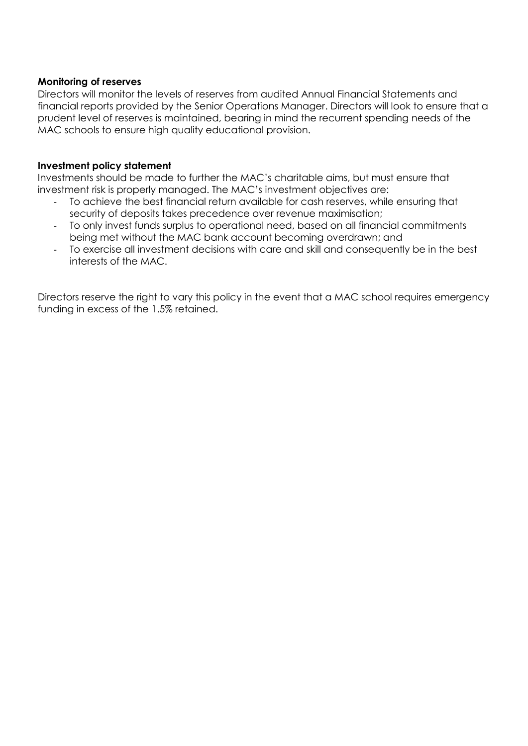**Monitoring of reserves**

Directors will monitor the levels of reserves from audited Annual Financial Statements and financial reports provided by the Senior Operations Manager. Directors will look to ensure that a prudent level of reserves is maintained, bearing in mind the recurrent spending needs of the MAC schools to ensure high quality educational provision.

**Investment policy statement**

Investments should be made to further the MAC's charitable aims, but must ensure that investment risk is properly managed. The MAC's investment objectives are:

- To achieve the best financial return available for cash reserves, while ensuring that security of deposits takes precedence over revenue maximisation;
- To only invest funds surplus to operational need, based on all financial commitments being met without the MAC bank account becoming overdrawn; and
- To exercise all investment decisions with care and skill and consequently be in the best interests of the MAC.

Directors reserve the right to vary this policy in the event that a MAC school requires emergency funding in excess of the 1.5% retained.